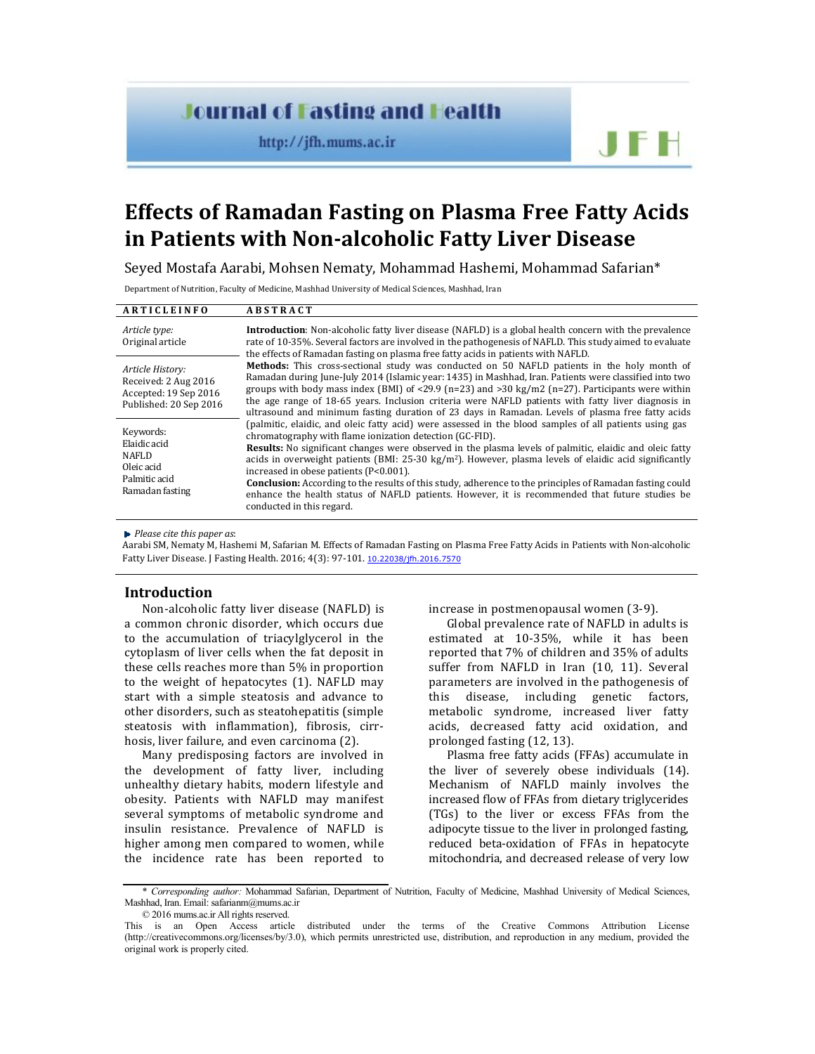# Effects of Ramadan Fasting on Plasma Free Fatty Acids in Patients with Non-alcoholic Fatty Liver Disease

Seyed Mostafa Aarabi, Mohsen Nematy, Mohammad Hashemi, Mohammad Safarian*

Department of Nutrition, Faculty of Medicine, Mashhad University of Medical Sciences, Mashhad, Iran

**ARTICLE INFO**

*Article type:*
Original article

*Article History:*
Received: 2 Aug 2016
Accepted: 19 Sep 2016
Published: 20 Sep 2016

Keywords:
Elaidic acid
NAFLD
Oleic acid
Palmitic acid
Ramadan fasting

**ABSTRACT**

**Introduction**: Non-alcoholic fatty liver disease (NAFLD) is a global health concern with the prevalence rate of 10-35%. Several factors are involved in the pathogenesis of NAFLD. This study aimed to evaluate the effects of Ramadan fasting on plasma free fatty acids in patients with NAFLD.

**Methods:** This cross-sectional study was conducted on 50 NAFLD patients in the holy month of Ramadan during June-July 2014 (Islamic year: 1435) in Mashhad, Iran. Patients were classified into two groups with body mass index (BMI) of <29.9 (n=23) and >30 kg/m2 (n=27). Participants were within the age range of 18-65 years. Inclusion criteria were NAFLD patients with fatty liver diagnosis in ultrasound and minimum fasting duration of 23 days in Ramadan. Levels of plasma free fatty acids (palmitic, elaidic, and oleic fatty acid) were assessed in the blood samples of all patients using gas chromatography with flame ionization detection (GC-FID).

**Results:** No significant changes were observed in the plasma levels of palmitic, elaidic and oleic fatty acids in overweight patients (BMI: 25-30 kg/m$^2$). However, plasma levels of elaidic acid significantly increased in obese patients (P<0.001).

**Conclusion:** According to the results of this study, adherence to the principles of Ramadan fasting could enhance the health status of NAFLD patients. However, it is recommended that future studies be conducted in this regard.

*Please cite this paper as*:
Aarabi SM, Nematy M, Hashemi M, Safarian M. Effects of Ramadan Fasting on Plasma Free Fatty Acids in Patients with Non-alcoholic Fatty Liver Disease. J Fasting Health. 2016; 4(3): 97-101. 10.22038/jfh.2016.7570

## Introduction

Non-alcoholic fatty liver disease (NAFLD) is a common chronic disorder, which occurs due to the accumulation of triacylglycerol in the cytoplasm of liver cells when the fat deposit in these cells reaches more than 5% in proportion to the weight of hepatocytes (1). NAFLD may start with a simple steatosis and advance to other disorders, such as steatohepatitis (simple steatosis with inflammation), fibrosis, cirrhosis, liver failure, and even carcinoma (2).

Many predisposing factors are involved in the development of fatty liver, including unhealthy dietary habits, modern lifestyle and obesity. Patients with NAFLD may manifest several symptoms of metabolic syndrome and insulin resistance. Prevalence of NAFLD is higher among men compared to women, while the incidence rate has been reported to increase in postmenopausal women (3-9).

Global prevalence rate of NAFLD in adults is estimated at 10-35%, while it has been reported that 7% of children and 35% of adults suffer from NAFLD in Iran (10, 11). Several parameters are involved in the pathogenesis of this disease, including genetic factors, metabolic syndrome, increased liver fatty acids, decreased fatty acid oxidation, and prolonged fasting (12, 13).

Plasma free fatty acids (FFAs) accumulate in the liver of severely obese individuals (14). Mechanism of NAFLD mainly involves the increased flow of FFAs from dietary triglycerides (TGs) to the liver or excess FFAs from the adipocyte tissue to the liver in prolonged fasting, reduced beta-oxidation of FFAs in hepatocyte mitochondria, and decreased release of very low

\* *Corresponding author:* Mohammad Safarian, Department of Nutrition, Faculty of Medicine, Mashhad University of Medical Sciences, Mashhad, Iran. Email: safarianm@mums.ac.ir

© 2016 mums.ac.ir All rights reserved.

This is an Open Access article distributed under the terms of the Creative Commons Attribution License (http://creativecommons.org/licenses/by/3.0), which permits unrestricted use, distribution, and reproduction in any medium, provided the original work is properly cited.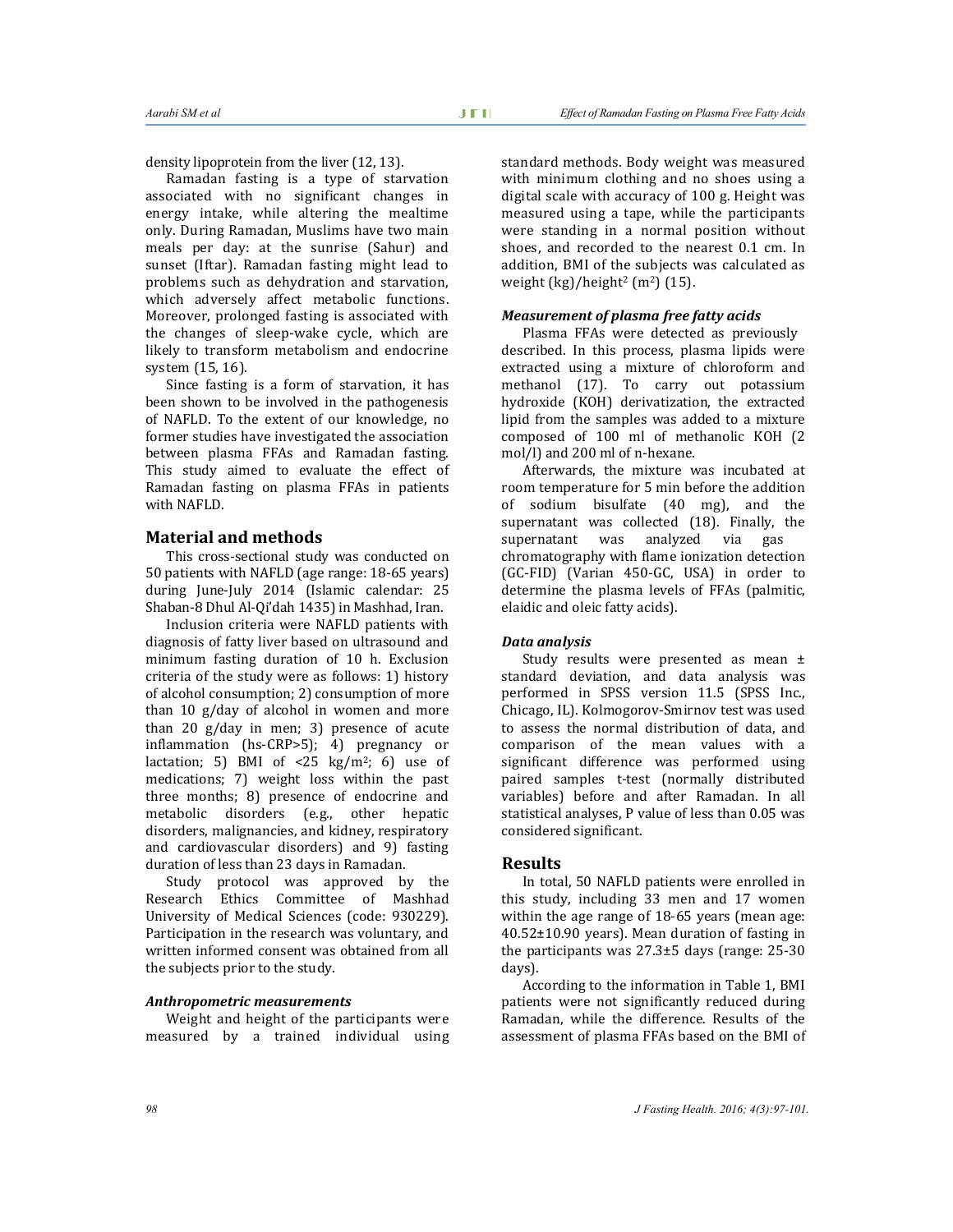density lipoprotein from the liver (12, 13).

Ramadan fasting is a type of starvation associated with no significant changes in energy intake, while altering the mealtime only. During Ramadan, Muslims have two main meals per day: at the sunrise (Sahur) and sunset (Iftar). Ramadan fasting might lead to problems such as dehydration and starvation, which adversely affect metabolic functions. Moreover, prolonged fasting is associated with the changes of sleep-wake cycle, which are likely to transform metabolism and endocrine system (15, 16).

Since fasting is a form of starvation, it has been shown to be involved in the pathogenesis of NAFLD. To the extent of our knowledge, no former studies have investigated the association between plasma FFAs and Ramadan fasting. This study aimed to evaluate the effect of Ramadan fasting on plasma FFAs in patients with NAFLD.

## Material and methods

This cross-sectional study was conducted on 50 patients with NAFLD (age range: 18-65 years) during June-July 2014 (Islamic calendar: 25 Shaban-8 Dhul Al-Qi'dah 1435) in Mashhad, Iran.

Inclusion criteria were NAFLD patients with diagnosis of fatty liver based on ultrasound and minimum fasting duration of 10 h. Exclusion criteria of the study were as follows: 1) history of alcohol consumption; 2) consumption of more than 10 g/day of alcohol in women and more than 20 g/day in men; 3) presence of acute inflammation (hs-CRP>5); 4) pregnancy or lactation; 5) BMI of <25 kg/m$^2$; 6) use of medications; 7) weight loss within the past three months; 8) presence of endocrine and metabolic disorders (e.g., other hepatic disorders, malignancies, and kidney, respiratory and cardiovascular disorders) and 9) fasting duration of less than 23 days in Ramadan.

Study protocol was approved by the Research Ethics Committee of Mashhad University of Medical Sciences (code: 930229). Participation in the research was voluntary, and written informed consent was obtained from all the subjects prior to the study.

### *Anthropometric measurements*

Weight and height of the participants were measured by a trained individual using standard methods. Body weight was measured with minimum clothing and no shoes using a digital scale with accuracy of 100 g. Height was measured using a tape, while the participants were standing in a normal position without shoes, and recorded to the nearest 0.1 cm. In addition, BMI of the subjects was calculated as weight (kg)/height$^2$ (m$^2$) (15).

### *Measurement of plasma free fatty acids*

Plasma FFAs were detected as previously described. In this process, plasma lipids were extracted using a mixture of chloroform and methanol (17). To carry out potassium hydroxide (KOH) derivatization, the extracted lipid from the samples was added to a mixture composed of 100 ml of methanolic KOH (2 mol/l) and 200 ml of n-hexane.

Afterwards, the mixture was incubated at room temperature for 5 min before the addition of sodium bisulfate (40 mg), and the supernatant was collected (18). Finally, the supernatant was analyzed via gas chromatography with flame ionization detection (GC-FID) (Varian 450-GC, USA) in order to determine the plasma levels of FFAs (palmitic, elaidic and oleic fatty acids).

### *Data analysis*

Study results were presented as mean ± standard deviation, and data analysis was performed in SPSS version 11.5 (SPSS Inc., Chicago, IL). Kolmogorov-Smirnov test was used to assess the normal distribution of data, and comparison of the mean values with a significant difference was performed using paired samples t-test (normally distributed variables) before and after Ramadan. In all statistical analyses, P value of less than 0.05 was considered significant.

## Results

In total, 50 NAFLD patients were enrolled in this study, including 33 men and 17 women within the age range of 18-65 years (mean age: 40.52±10.90 years). Mean duration of fasting in the participants was 27.3±5 days (range: 25-30 days).

According to the information in Table 1, BMI patients were not significantly reduced during Ramadan, while the difference. Results of the assessment of plasma FFAs based on the BMI of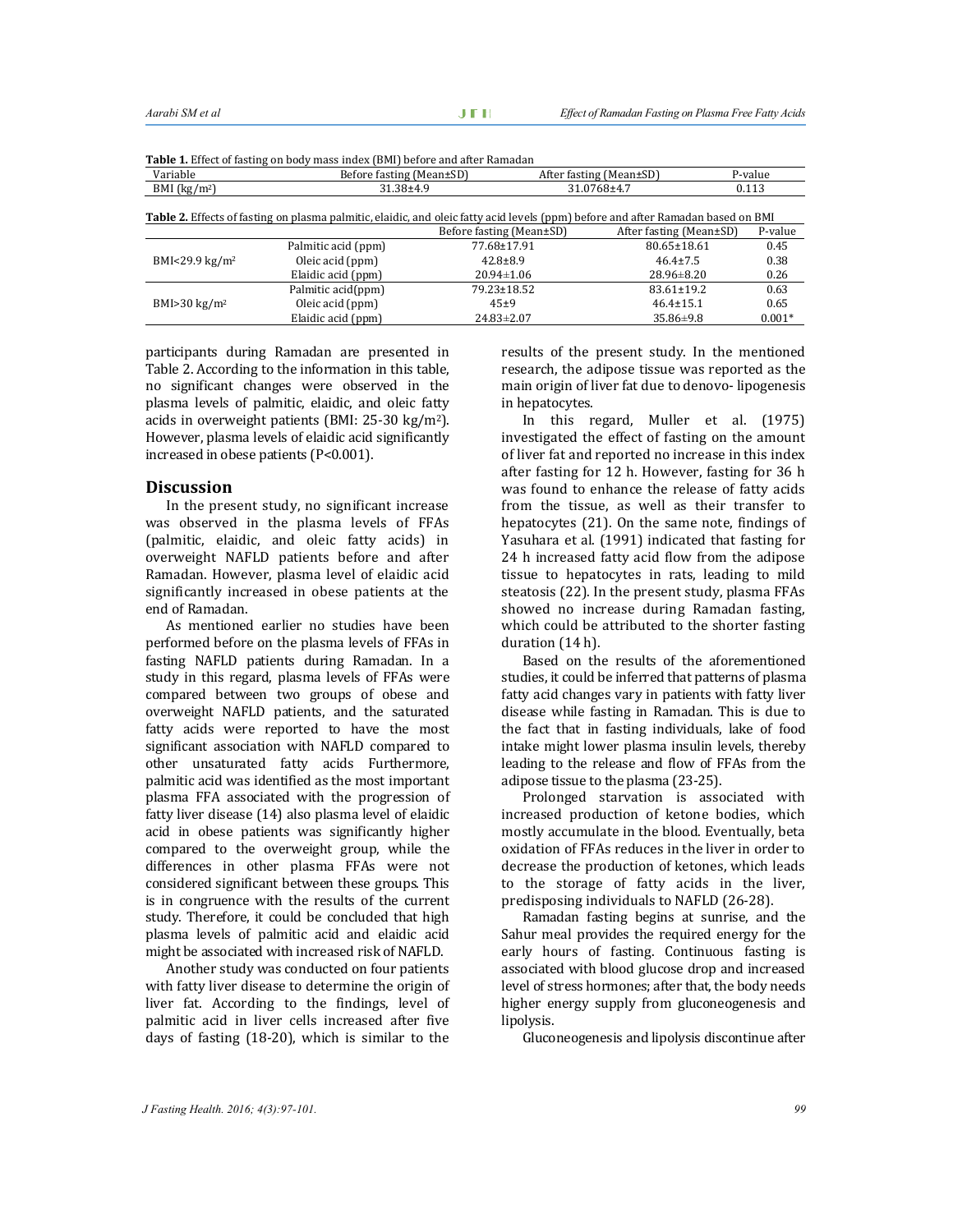**Table 1.** Effect of fasting on body mass index (BMI) before and after Ramadan

| Variable | Before fasting (Mean±SD) | After fasting (Mean±SD) | P-value |
|---|---|---|---|
| BMI (kg/m²) | 31.38±4.9 | 31.0768±4.7 | 0.113 |

**Table 2.** Effects of fasting on plasma palmitic, elaidic, and oleic fatty acid levels (ppm) before and after Ramadan based on BMI

| | | Before fasting (Mean±SD) | After fasting (Mean±SD) | P-value |
|---|---|---|---|---|
| BMI<29.9 kg/m² | Palmitic acid (ppm) | 77.68±17.91 | 80.65±18.61 | 0.45 |
| | Oleic acid (ppm) | 42.8±8.9 | 46.4±7.5 | 0.38 |
| | Elaidic acid (ppm) | 20.94±1.06 | 28.96±8.20 | 0.26 |
| BMI>30 kg/m² | Palmitic acid(ppm) | 79.23±18.52 | 83.61±19.2 | 0.63 |
| | Oleic acid (ppm) | 45±9 | 46.4±15.1 | 0.65 |
| | Elaidic acid (ppm) | 24.83±2.07 | 35.86±9.8 | 0.001* |

participants during Ramadan are presented in Table 2. According to the information in this table, no significant changes were observed in the plasma levels of palmitic, elaidic, and oleic fatty acids in overweight patients (BMI: 25-30 kg/m²). However, plasma levels of elaidic acid significantly increased in obese patients (P<0.001).

## Discussion

In the present study, no significant increase was observed in the plasma levels of FFAs (palmitic, elaidic, and oleic fatty acids) in overweight NAFLD patients before and after Ramadan. However, plasma level of elaidic acid significantly increased in obese patients at the end of Ramadan.

As mentioned earlier no studies have been performed before on the plasma levels of FFAs in fasting NAFLD patients during Ramadan. In a study in this regard, plasma levels of FFAs were compared between two groups of obese and overweight NAFLD patients, and the saturated fatty acids were reported to have the most significant association with NAFLD compared to other unsaturated fatty acids Furthermore, palmitic acid was identified as the most important plasma FFA associated with the progression of fatty liver disease (14) also plasma level of elaidic acid in obese patients was significantly higher compared to the overweight group, while the differences in other plasma FFAs were not considered significant between these groups. This is in congruence with the results of the current study. Therefore, it could be concluded that high plasma levels of palmitic acid and elaidic acid might be associated with increased risk of NAFLD.

Another study was conducted on four patients with fatty liver disease to determine the origin of liver fat. According to the findings, level of palmitic acid in liver cells increased after five days of fasting (18-20), which is similar to the results of the present study. In the mentioned research, the adipose tissue was reported as the main origin of liver fat due to denovo- lipogenesis in hepatocytes.

In this regard, Muller et al. (1975) investigated the effect of fasting on the amount of liver fat and reported no increase in this index after fasting for 12 h. However, fasting for 36 h was found to enhance the release of fatty acids from the tissue, as well as their transfer to hepatocytes (21). On the same note, findings of Yasuhara et al. (1991) indicated that fasting for 24 h increased fatty acid flow from the adipose tissue to hepatocytes in rats, leading to mild steatosis (22). In the present study, plasma FFAs showed no increase during Ramadan fasting, which could be attributed to the shorter fasting duration (14 h).

Based on the results of the aforementioned studies, it could be inferred that patterns of plasma fatty acid changes vary in patients with fatty liver disease while fasting in Ramadan. This is due to the fact that in fasting individuals, lake of food intake might lower plasma insulin levels, thereby leading to the release and flow of FFAs from the adipose tissue to the plasma (23-25).

Prolonged starvation is associated with increased production of ketone bodies, which mostly accumulate in the blood. Eventually, beta oxidation of FFAs reduces in the liver in order to decrease the production of ketones, which leads to the storage of fatty acids in the liver, predisposing individuals to NAFLD (26-28).

Ramadan fasting begins at sunrise, and the Sahur meal provides the required energy for the early hours of fasting. Continuous fasting is associated with blood glucose drop and increased level of stress hormones; after that, the body needs higher energy supply from gluconeogenesis and lipolysis.

Gluconeogenesis and lipolysis discontinue after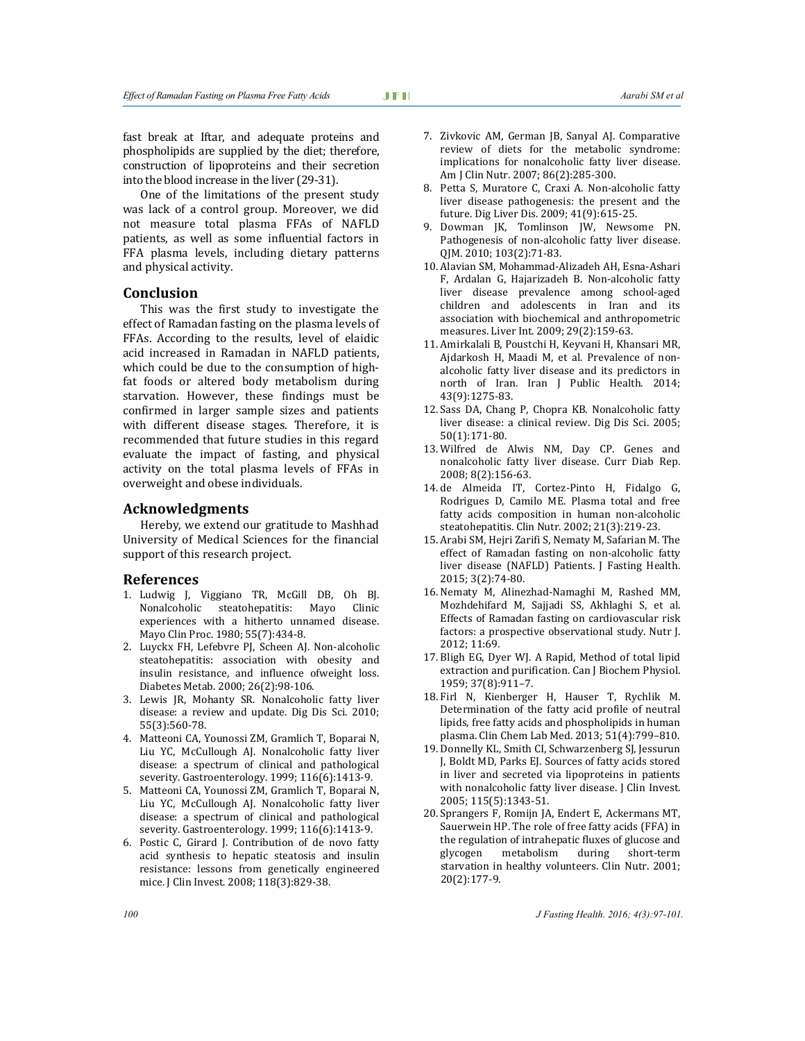fast break at Iftar, and adequate proteins and phospholipids are supplied by the diet; therefore, construction of lipoproteins and their secretion into the blood increase in the liver (29-31).

One of the limitations of the present study was lack of a control group. Moreover, we did not measure total plasma FFAs of NAFLD patients, as well as some influential factors in FFA plasma levels, including dietary patterns and physical activity.

## Conclusion

This was the first study to investigate the effect of Ramadan fasting on the plasma levels of FFAs. According to the results, level of elaidic acid increased in Ramadan in NAFLD patients, which could be due to the consumption of high-fat foods or altered body metabolism during starvation. However, these findings must be confirmed in larger sample sizes and patients with different disease stages. Therefore, it is recommended that future studies in this regard evaluate the impact of fasting, and physical activity on the total plasma levels of FFAs in overweight and obese individuals.

## Acknowledgments

Hereby, we extend our gratitude to Mashhad University of Medical Sciences for the financial support of this research project.

## References

1. Ludwig J, Viggiano TR, McGill DB, Oh BJ. Nonalcoholic steatohepatitis: Mayo Clinic experiences with a hitherto unnamed disease. Mayo Clin Proc. 1980; 55(7):434-8.
2. Luyckx FH, Lefebvre PJ, Scheen AJ. Non-alcoholic steatohepatitis: association with obesity and insulin resistance, and influence ofweight loss. Diabetes Metab. 2000; 26(2):98-106.
3. Lewis JR, Mohanty SR. Nonalcoholic fatty liver disease: a review and update. Dig Dis Sci. 2010; 55(3):560-78.
4. Matteoni CA, Younossi ZM, Gramlich T, Boparai N, Liu YC, McCullough AJ. Nonalcoholic fatty liver disease: a spectrum of clinical and pathological severity. Gastroenterology. 1999; 116(6):1413-9.
5. Matteoni CA, Younossi ZM, Gramlich T, Boparai N, Liu YC, McCullough AJ. Nonalcoholic fatty liver disease: a spectrum of clinical and pathological severity. Gastroenterology. 1999; 116(6):1413-9.
6. Postic C, Girard J. Contribution of de novo fatty acid synthesis to hepatic steatosis and insulin resistance: lessons from genetically engineered mice. J Clin Invest. 2008; 118(3):829-38.
7. Zivkovic AM, German JB, Sanyal AJ. Comparative review of diets for the metabolic syndrome: implications for nonalcoholic fatty liver disease. Am J Clin Nutr. 2007; 86(2):285-300.
8. Petta S, Muratore C, Craxi A. Non-alcoholic fatty liver disease pathogenesis: the present and the future. Dig Liver Dis. 2009; 41(9):615-25.
9. Dowman JK, Tomlinson JW, Newsome PN. Pathogenesis of non-alcoholic fatty liver disease. QJM. 2010; 103(2):71-83.
10. Alavian SM, Mohammad-Alizadeh AH, Esna-Ashari F, Ardalan G, Hajarizadeh B. Non-alcoholic fatty liver disease prevalence among school-aged children and adolescents in Iran and its association with biochemical and anthropometric measures. Liver Int. 2009; 29(2):159-63.
11. Amirkalali B, Poustchi H, Keyvani H, Khansari MR, Ajdarkosh H, Maadi M, et al. Prevalence of non-alcoholic fatty liver disease and its predictors in north of Iran. Iran J Public Health. 2014; 43(9):1275-83.
12. Sass DA, Chang P, Chopra KB. Nonalcoholic fatty liver disease: a clinical review. Dig Dis Sci. 2005; 50(1):171-80.
13. Wilfred de Alwis NM, Day CP. Genes and nonalcoholic fatty liver disease. Curr Diab Rep. 2008; 8(2):156-63.
14. de Almeida IT, Cortez-Pinto H, Fidalgo G, Rodrigues D, Camilo ME. Plasma total and free fatty acids composition in human non-alcoholic steatohepatitis. Clin Nutr. 2002; 21(3):219-23.
15. Arabi SM, Hejri Zarifi S, Nematy M, Safarian M. The effect of Ramadan fasting on non-alcoholic fatty liver disease (NAFLD) Patients. J Fasting Health. 2015; 3(2):74-80.
16. Nematy M, Alinezhad-Namaghi M, Rashed MM, Mozhdehifard M, Sajjadi SS, Akhlaghi S, et al. Effects of Ramadan fasting on cardiovascular risk factors: a prospective observational study. Nutr J. 2012; 11:69.
17. Bligh EG, Dyer WJ. A Rapid, Method of total lipid extraction and purification. Can J Biochem Physiol. 1959; 37(8):911–7.
18. Firl N, Kienberger H, Hauser T, Rychlik M. Determination of the fatty acid profile of neutral lipids, free fatty acids and phospholipids in human plasma. Clin Chem Lab Med. 2013; 51(4):799–810.
19. Donnelly KL, Smith CI, Schwarzenberg SJ, Jessurun J, Boldt MD, Parks EJ. Sources of fatty acids stored in liver and secreted via lipoproteins in patients with nonalcoholic fatty liver disease. J Clin Invest. 2005; 115(5):1343-51.
20. Sprangers F, Romijn JA, Endert E, Ackermans MT, Sauerwein HP. The role of free fatty acids (FFA) in the regulation of intrahepatic fluxes of glucose and glycogen metabolism during short-term starvation in healthy volunteers. Clin Nutr. 2001; 20(2):177-9.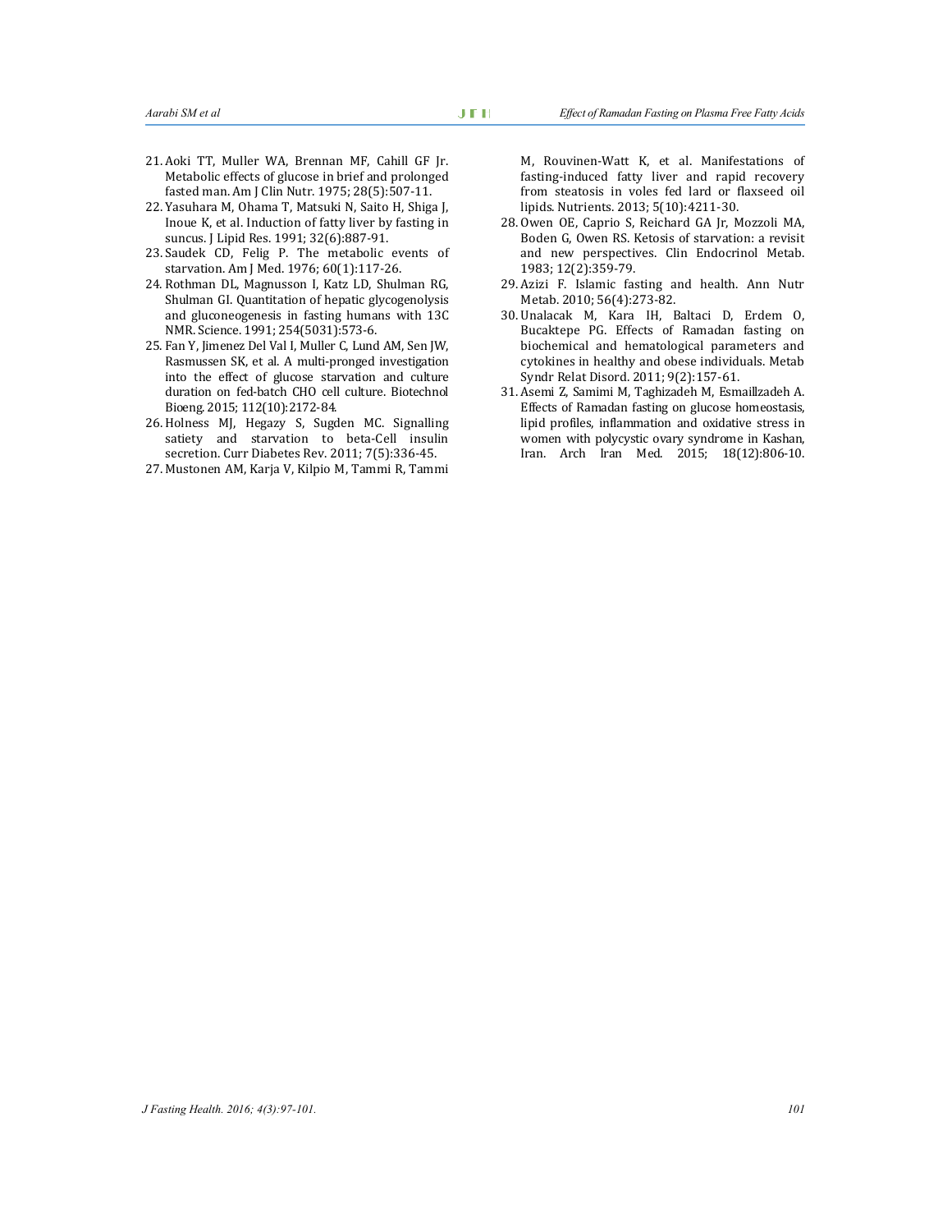21. Aoki TT, Muller WA, Brennan MF, Cahill GF Jr. Metabolic effects of glucose in brief and prolonged fasted man. Am J Clin Nutr. 1975; 28(5):507-11.
22. Yasuhara M, Ohama T, Matsuki N, Saito H, Shiga J, Inoue K, et al. Induction of fatty liver by fasting in suncus. J Lipid Res. 1991; 32(6):887-91.
23. Saudek CD, Felig P. The metabolic events of starvation. Am J Med. 1976; 60(1):117-26.
24. Rothman DL, Magnusson I, Katz LD, Shulman RG, Shulman GI. Quantitation of hepatic glycogenolysis and gluconeogenesis in fasting humans with 13C NMR. Science. 1991; 254(5031):573-6.
25. Fan Y, Jimenez Del Val I, Muller C, Lund AM, Sen JW, Rasmussen SK, et al. A multi-pronged investigation into the effect of glucose starvation and culture duration on fed-batch CHO cell culture. Biotechnol Bioeng. 2015; 112(10):2172-84.
26. Holness MJ, Hegazy S, Sugden MC. Signalling satiety and starvation to beta-Cell insulin secretion. Curr Diabetes Rev. 2011; 7(5):336-45.
27. Mustonen AM, Karja V, Kilpio M, Tammi R, Tammi M, Rouvinen-Watt K, et al. Manifestations of fasting-induced fatty liver and rapid recovery from steatosis in voles fed lard or flaxseed oil lipids. Nutrients. 2013; 5(10):4211-30.
28. Owen OE, Caprio S, Reichard GA Jr, Mozzoli MA, Boden G, Owen RS. Ketosis of starvation: a revisit and new perspectives. Clin Endocrinol Metab. 1983; 12(2):359-79.
29. Azizi F. Islamic fasting and health. Ann Nutr Metab. 2010; 56(4):273-82.
30. Unalacak M, Kara IH, Baltaci D, Erdem O, Bucaktepe PG. Effects of Ramadan fasting on biochemical and hematological parameters and cytokines in healthy and obese individuals. Metab Syndr Relat Disord. 2011; 9(2):157-61.
31. Asemi Z, Samimi M, Taghizadeh M, Esmaillzadeh A. Effects of Ramadan fasting on glucose homeostasis, lipid profiles, inflammation and oxidative stress in women with polycystic ovary syndrome in Kashan, Iran. Arch Iran Med. 2015; 18(12):806-10.